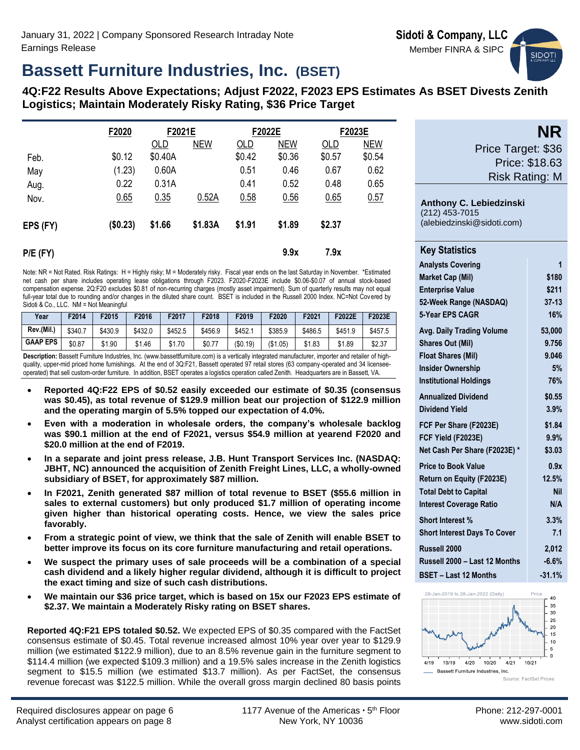January 31, 2022 | Company Sponsored Research Intraday Note
Earnings Release

**Sidoti & Company, LLC**
Member FINRA & SIPC

# Bassett Furniture Industries, Inc. (BSET)

## 4Q:F22 Results Above Expectations; Adjust F2022, F2023 EPS Estimates As BSET Divests Zenith Logistics; Maintain Moderately Risky Rating, $36 Price Target

| | F2020 | F2021E | | F2022E | | F2023E | |
|---|---|---|---|---|---|---|---|
| | | OLD | NEW | OLD | NEW | OLD | NEW |
| Feb. | $0.12 | $0.40A | | $0.42 | $0.36 | $0.57 | $0.54 |
| May | (1.23) | 0.60A | | 0.51 | 0.46 | 0.67 | 0.62 |
| Aug. | 0.22 | 0.31A | | 0.41 | 0.52 | 0.48 | 0.65 |
| Nov. | 0.65 | 0.35 | 0.52A | 0.58 | 0.56 | 0.65 | 0.57 |
| EPS (FY) | ($0.23) | $1.66 | $1.83A | $1.91 | $1.89 | $2.37 | |
| P/E (FY) | | | | | 9.9x | 7.9x | |

Note: NR = Not Rated. Risk Ratings: H = Highly risky; M = Moderately risky. Fiscal year ends on the last Saturday in November. *Estimated net cash per share includes operating lease obligations through F2023. F2020-F2023E include $0.06-$0.07 of annual stock-based compensation expense. 2Q:F20 excludes $0.81 of non-recurring charges (mostly asset impairment). Sum of quarterly results may not equal full-year total due to rounding and/or changes in the diluted share count. BSET is included in the Russell 2000 Index. NC=Not Covered by Sidoti & Co., LLC. NM = Not Meaningful

| Year | F2014 | F2015 | F2016 | F2017 | F2018 | F2019 | F2020 | F2021 | F2022E | F2023E |
|---|---|---|---|---|---|---|---|---|---|---|
| Rev.(Mil.) | $340.7 | $430.9 | $432.0 | $452.5 | $456.9 | $452.1 | $385.9 | $486.5 | $451.9 | $457.5 |
| GAAP EPS | $0.87 | $1.90 | $1.46 | $1.70 | $0.77 | ($0.19) | ($1.05) | $1.83 | $1.89 | $2.37 |

**Description:** Bassett Furniture Industries, Inc. (www.bassettfurniture.com) is a vertically integrated manufacturer, importer and retailer of high-quality, upper-mid priced home furnishings. At the end of 3Q:F21, Bassett operated 97 retail stores (63 company-operated and 34 licensee-operated) that sell custom-order furniture. In addition, BSET operates a logistics operation called Zenith. Headquarters are in Bassett, VA.

- **Reported 4Q:F22 EPS of $0.52 easily exceeded our estimate of $0.35 (consensus was $0.45), as total revenue of $129.9 million beat our projection of $122.9 million and the operating margin of 5.5% topped our expectation of 4.0%.**
- **Even with a moderation in wholesale orders, the company's wholesale backlog was $90.1 million at the end of F2021, versus $54.9 million at yearend F2020 and $20.0 million at the end of F2019.**
- **In a separate and joint press release, J.B. Hunt Transport Services Inc. (NASDAQ: JBHT, NC) announced the acquisition of Zenith Freight Lines, LLC, a wholly-owned subsidiary of BSET, for approximately $87 million.**
- **In F2021, Zenith generated $87 million of total revenue to BSET ($55.6 million in sales to external customers) but only produced $1.7 million of operating income given higher than historical operating costs. Hence, we view the sales price favorably.**
- **From a strategic point of view, we think that the sale of Zenith will enable BSET to better improve its focus on its core furniture manufacturing and retail operations.**
- **We suspect the primary uses of sale proceeds will be a combination of a special cash dividend and a likely higher regular dividend, although it is difficult to project the exact timing and size of such cash distributions.**
- **We maintain our $36 price target, which is based on 15x our F2023 EPS estimate of $2.37. We maintain a Moderately Risky rating on BSET shares.**

**Reported 4Q:F21 EPS totaled $0.52.** We expected EPS of $0.35 compared with the FactSet consensus estimate of $0.45. Total revenue increased almost 10% year over year to $129.9 million (we estimated $122.9 million), due to an 8.5% revenue gain in the furniture segment to $114.4 million (we expected $109.3 million) and a 19.5% sales increase in the Zenith logistics segment to $15.5 million (we estimated $13.7 million). As per FactSet, the consensus revenue forecast was $122.5 million. While the overall gross margin declined 80 basis points

**NR**
Price Target: $36
Price: $18.63
Risk Rating: M

**Anthony C. Lebiedzinski**
(212) 453-7015
(alebiedzinski@sidoti.com)

| Key Statistics | |
|---|---|
| Analysts Covering | 1 |
| Market Cap (Mil) | $180 |
| Enterprise Value | $211 |
| 52-Week Range (NASDAQ) | 37-13 |
| 5-Year EPS CAGR | 16% |
| Avg. Daily Trading Volume | 53,000 |
| Shares Out (Mil) | 9.756 |
| Float Shares (Mil) | 9.046 |
| Insider Ownership | 5% |
| Institutional Holdings | 76% |
| Annualized Dividend | $0.55 |
| Dividend Yield | 3.9% |
| FCF Per Share (F2023E) | $1.84 |
| FCF Yield (F2023E) | 9.9% |
| Net Cash Per Share (F2023E) * | $3.03 |
| Price to Book Value | 0.9x |
| Return on Equity (F2023E) | 12.5% |
| Total Debt to Capital | Nil |
| Interest Coverage Ratio | N/A |
| Short Interest % | 3.3% |
| Short Interest Days To Cover | 7.1 |
| Russell 2000 | 2,012 |
| Russell 2000 – Last 12 Months | -6.6% |
| BSET – Last 12 Months | -31.1% |

28-Jan-2019 to 28-Jan-2022 (Daily)
Bassett Furniture Industries, Inc.
Source: FactSet Prices

Required disclosures appear on page 6
Analyst certification appears on page 8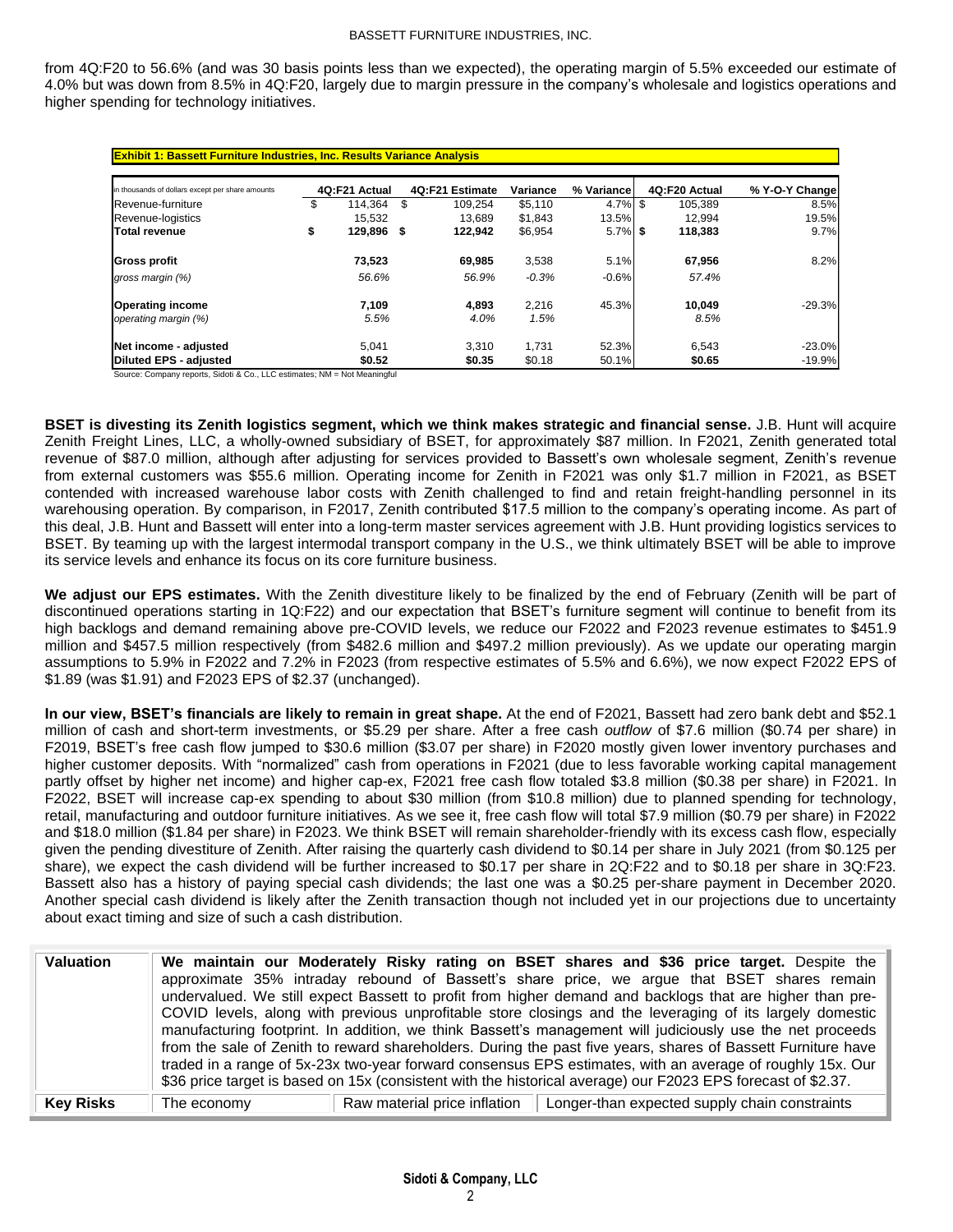from 4Q:F20 to 56.6% (and was 30 basis points less than we expected), the operating margin of 5.5% exceeded our estimate of 4.0% but was down from 8.5% in 4Q:F20, largely due to margin pressure in the company's wholesale and logistics operations and higher spending for technology initiatives.

**Exhibit 1: Bassett Furniture Industries, Inc. Results Variance Analysis**

| in thousands of dollars except per share amounts | 4Q:F21 Actual | 4Q:F21 Estimate | Variance | % Variance | 4Q:F20 Actual | % Y-O-Y Change |
|---|---|---|---|---|---|---|
| Revenue-furniture | $ 114,364 | $ 109,254 | $5,110 | 4.7% | $ 105,389 | 8.5% |
| Revenue-logistics | 15,532 | 13,689 | $1,843 | 13.5% | 12,994 | 19.5% |
| **Total revenue** | **$ 129,896** | **$ 122,942** | $6,954 | 5.7% | **$ 118,383** | 9.7% |
| **Gross profit** | **73,523** | **69,985** | 3,538 | 5.1% | **67,956** | 8.2% |
| *gross margin (%)* | *56.6%* | *56.9%* | *-0.3%* | -0.6% | *57.4%* | |
| **Operating income** | **7,109** | **4,893** | 2,216 | 45.3% | **10,049** | -29.3% |
| *operating margin (%)* | *5.5%* | *4.0%* | *1.5%* | | *8.5%* | |
| **Net income - adjusted** | 5,041 | 3,310 | 1,731 | 52.3% | 6,543 | -23.0% |
| **Diluted EPS - adjusted** | **$0.52** | **$0.35** | $0.18 | 50.1% | **$0.65** | -19.9% |

Source: Company reports, Sidoti & Co., LLC estimates; NM = Not Meaningful

**BSET is divesting its Zenith logistics segment, which we think makes strategic and financial sense.** J.B. Hunt will acquire Zenith Freight Lines, LLC, a wholly-owned subsidiary of BSET, for approximately $87 million. In F2021, Zenith generated total revenue of $87.0 million, although after adjusting for services provided to Bassett's own wholesale segment, Zenith's revenue from external customers was $55.6 million. Operating income for Zenith in F2021 was only $1.7 million in F2021, as BSET contended with increased warehouse labor costs with Zenith challenged to find and retain freight-handling personnel in its warehousing operation. By comparison, in F2017, Zenith contributed $17.5 million to the company's operating income. As part of this deal, J.B. Hunt and Bassett will enter into a long-term master services agreement with J.B. Hunt providing logistics services to BSET. By teaming up with the largest intermodal transport company in the U.S., we think ultimately BSET will be able to improve its service levels and enhance its focus on its core furniture business.

**We adjust our EPS estimates.** With the Zenith divestiture likely to be finalized by the end of February (Zenith will be part of discontinued operations starting in 1Q:F22) and our expectation that BSET's furniture segment will continue to benefit from its high backlogs and demand remaining above pre-COVID levels, we reduce our F2022 and F2023 revenue estimates to $451.9 million and $457.5 million respectively (from $482.6 million and $497.2 million previously). As we update our operating margin assumptions to 5.9% in F2022 and 7.2% in F2023 (from respective estimates of 5.5% and 6.6%), we now expect F2022 EPS of $1.89 (was $1.91) and F2023 EPS of $2.37 (unchanged).

**In our view, BSET's financials are likely to remain in great shape.** At the end of F2021, Bassett had zero bank debt and $52.1 million of cash and short-term investments, or $5.29 per share. After a free cash *outflow* of $7.6 million ($0.74 per share) in F2019, BSET's free cash flow jumped to $30.6 million ($3.07 per share) in F2020 mostly given lower inventory purchases and higher customer deposits. With "normalized" cash from operations in F2021 (due to less favorable working capital management partly offset by higher net income) and higher cap-ex, F2021 free cash flow totaled $3.8 million ($0.38 per share) in F2021. In F2022, BSET will increase cap-ex spending to about $30 million (from $10.8 million) due to planned spending for technology, retail, manufacturing and outdoor furniture initiatives. As we see it, free cash flow will total $7.9 million ($0.79 per share) in F2022 and $18.0 million ($1.84 per share) in F2023. We think BSET will remain shareholder-friendly with its excess cash flow, especially given the pending divestiture of Zenith. After raising the quarterly cash dividend to $0.14 per share in July 2021 (from $0.125 per share), we expect the cash dividend will be further increased to $0.17 per share in 2Q:F22 and to $0.18 per share in 3Q:F23. Bassett also has a history of paying special cash dividends; the last one was a $0.25 per-share payment in December 2020. Another special cash dividend is likely after the Zenith transaction though not included yet in our projections due to uncertainty about exact timing and size of such a cash distribution.

| | | | |
|---|---|---|---|
| **Valuation** | **We maintain our Moderately Risky rating on BSET shares and $36 price target.** Despite the approximate 35% intraday rebound of Bassett's share price, we argue that BSET shares remain undervalued. We still expect Bassett to profit from higher demand and backlogs that are higher than pre-COVID levels, along with previous unprofitable store closings and the leveraging of its largely domestic manufacturing footprint. In addition, we think Bassett's management will judiciously use the net proceeds from the sale of Zenith to reward shareholders. During the past five years, shares of Bassett Furniture have traded in a range of 5x-23x two-year forward consensus EPS estimates, with an average of roughly 15x. Our $36 price target is based on 15x (consistent with the historical average) our F2023 EPS forecast of $2.37. | | |
| **Key Risks** | The economy | Raw material price inflation | Longer-than expected supply chain constraints |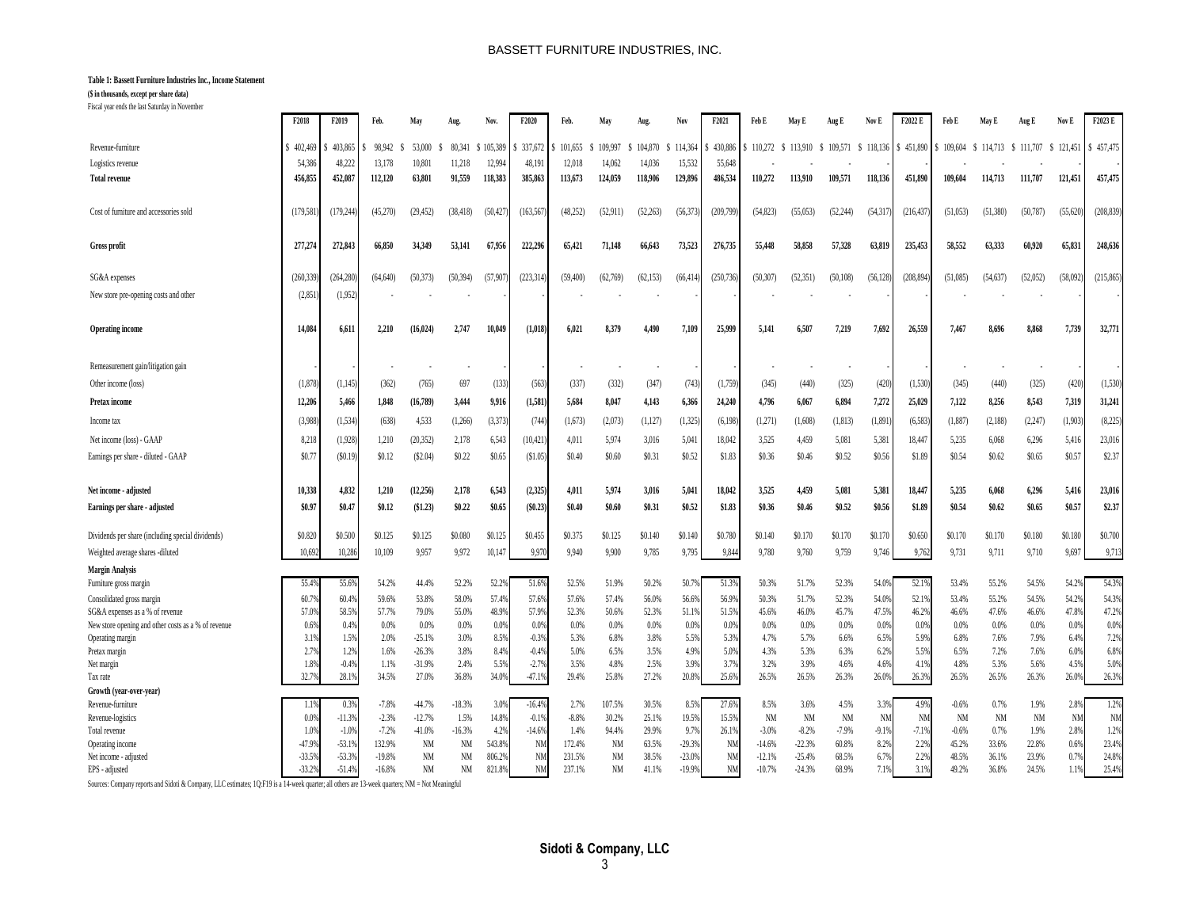**Table 1: Bassett Furniture Industries Inc., Income Statement**

**($ in thousands, except per share data)**

Fiscal year ends the last Saturday in November

| | F2018 | F2019 | Feb. | May | Aug. | Nov. | F2020 | Feb. | May | Aug. | Nov | F2021 | Feb E | May E | Aug E | Nov E | F2022 E | Feb E | May E | Aug E | Nov E | F2023 E |
|---|---|---|---|---|---|---|---|---|---|---|---|---|---|---|---|---|---|---|---|---|---|---|
| Revenue-furniture | $ 402,469 | $ 403,865 | $ 98,942 | $ 53,000 | $ 80,341 | $ 105,389 | $ 337,672 | $ 101,655 | $ 109,997 | $ 104,870 | $ 114,364 | $ 430,886 | $ 110,272 | $ 113,910 | $ 109,571 | $ 118,136 | $ 451,890 | $ 109,604 | $ 114,713 | $ 111,707 | $ 121,451 | $ 457,475 |
| Logistics revenue | 54,386 | 48,222 | 13,178 | 10,801 | 11,218 | 12,994 | 48,191 | 12,018 | 14,062 | 14,036 | 15,532 | 55,648 | - | - | - | - | - | - | - | - | - | - |
| **Total revenue** | **456,855** | **452,087** | **112,120** | **63,801** | **91,559** | **118,383** | **385,863** | **113,673** | **124,059** | **118,906** | **129,896** | **486,534** | **110,272** | **113,910** | **109,571** | **118,136** | **451,890** | **109,604** | **114,713** | **111,707** | **121,451** | **457,475** |
| Cost of furniture and accessories sold | (179,581) | (179,244) | (45,270) | (29,452) | (38,418) | (50,427) | (163,567) | (48,252) | (52,911) | (52,263) | (56,373) | (209,799) | (54,823) | (55,053) | (52,244) | (54,317) | (216,437) | (51,053) | (51,380) | (50,787) | (55,620) | (208,839) |
| **Gross profit** | **277,274** | **272,843** | **66,850** | **34,349** | **53,141** | **67,956** | **222,296** | **65,421** | **71,148** | **66,643** | **73,523** | **276,735** | **55,448** | **58,858** | **57,328** | **63,819** | **235,453** | **58,552** | **63,333** | **60,920** | **65,831** | **248,636** |
| SG&A expenses | (260,339) | (264,280) | (64,640) | (50,373) | (50,394) | (57,907) | (223,314) | (59,400) | (62,769) | (62,153) | (66,414) | (250,736) | (50,307) | (52,351) | (50,108) | (56,128) | (208,894) | (51,085) | (54,637) | (52,052) | (58,092) | (215,865) |
| New store pre-opening costs and other | (2,851) | (1,952) | - | - | - | - | - | - | - | - | - | - | - | - | - | - | - | - | - | - | - | - |
| **Operating income** | **14,084** | **6,611** | **2,210** | **(16,024)** | **2,747** | **10,049** | **(1,018)** | **6,021** | **8,379** | **4,490** | **7,109** | **25,999** | **5,141** | **6,507** | **7,219** | **7,692** | **26,559** | **7,467** | **8,696** | **8,868** | **7,739** | **32,771** |
| Remeasurement gain/litigation gain | - | - | - | - | - | - | - | - | - | - | - | - | - | - | - | - | - | - | - | - | - | - |
| Other income (loss) | (1,878) | (1,145) | (362) | (765) | 697 | (133) | (563) | (337) | (332) | (347) | (743) | (1,759) | (345) | (440) | (325) | (420) | (1,530) | (345) | (440) | (325) | (420) | (1,530) |
| **Pretax income** | **12,206** | **5,466** | **1,848** | **(16,789)** | **3,444** | **9,916** | **(1,581)** | **5,684** | **8,047** | **4,143** | **6,366** | **24,240** | **4,796** | **6,067** | **6,894** | **7,272** | **25,029** | **7,122** | **8,256** | **8,543** | **7,319** | **31,241** |
| Income tax | (3,988) | (1,534) | (638) | 4,533 | (1,266) | (3,373) | (744) | (1,673) | (2,073) | (1,127) | (1,325) | (6,198) | (1,271) | (1,608) | (1,813) | (1,891) | (6,583) | (1,887) | (2,188) | (2,247) | (1,903) | (8,225) |
| Net income (loss) - GAAP | 8,218 | (1,928) | 1,210 | (20,352) | 2,178 | 6,543 | (10,421) | 4,011 | 5,974 | 3,016 | 5,041 | 18,042 | 3,525 | 4,459 | 5,081 | 5,381 | 18,447 | 5,235 | 6,068 | 6,296 | 5,416 | 23,016 |
| Earnings per share - diluted - GAAP | $0.77 | ($0.19) | $0.12 | ($2.04) | $0.22 | $0.65 | ($1.05) | $0.40 | $0.60 | $0.31 | $0.52 | $1.83 | $0.36 | $0.46 | $0.52 | $0.56 | $1.89 | $0.54 | $0.62 | $0.65 | $0.57 | $2.37 |
| **Net income - adjusted** | **10,338** | **4,832** | **1,210** | **(12,256)** | **2,178** | **6,543** | **(2,325)** | **4,011** | **5,974** | **3,016** | **5,041** | **18,042** | **3,525** | **4,459** | **5,081** | **5,381** | **18,447** | **5,235** | **6,068** | **6,296** | **5,416** | **23,016** |
| **Earnings per share - adjusted** | **$0.97** | **$0.47** | **$0.12** | **($1.23)** | **$0.22** | **$0.65** | **($0.23)** | **$0.40** | **$0.60** | **$0.31** | **$0.52** | **$1.83** | **$0.36** | **$0.46** | **$0.52** | **$0.56** | **$1.89** | **$0.54** | **$0.62** | **$0.65** | **$0.57** | **$2.37** |
| Dividends per share (including special dividends) | $0.820 | $0.500 | $0.125 | $0.125 | $0.080 | $0.125 | $0.455 | $0.375 | $0.125 | $0.140 | $0.140 | $0.780 | $0.140 | $0.170 | $0.170 | $0.170 | $0.650 | $0.170 | $0.170 | $0.180 | $0.180 | $0.700 |
| Weighted average shares -diluted | 10,692 | 10,286 | 10,109 | 9,957 | 9,972 | 10,147 | 9,970 | 9,940 | 9,900 | 9,785 | 9,795 | 9,844 | 9,780 | 9,760 | 9,759 | 9,746 | 9,762 | 9,731 | 9,711 | 9,710 | 9,697 | 9,713 |
| **Margin Analysis** | | | | | | | | | | | | | | | | | | | | | | |
| Furniture gross margin | 55.4% | 55.6% | 54.2% | 44.4% | 52.2% | 52.2% | 51.6% | 52.5% | 51.9% | 50.2% | 50.7% | 51.3% | 50.3% | 51.7% | 52.3% | 54.0% | 52.1% | 53.4% | 55.2% | 54.5% | 54.2% | 54.3% |
| Consolidated gross margin | 60.7% | 60.4% | 59.6% | 53.8% | 58.0% | 57.4% | 57.6% | 57.6% | 57.4% | 56.0% | 56.6% | 56.9% | 50.3% | 51.7% | 52.3% | 54.0% | 52.1% | 53.4% | 55.2% | 54.5% | 54.2% | 54.3% |
| SG&A expenses as a % of revenue | 57.0% | 58.5% | 57.7% | 79.0% | 55.0% | 48.9% | 57.9% | 52.3% | 50.6% | 52.3% | 51.1% | 51.5% | 45.6% | 46.0% | 45.7% | 47.5% | 46.2% | 46.6% | 47.6% | 46.6% | 47.8% | 47.2% |
| New store opening and other costs as a % of revenue | 0.6% | 0.4% | 0.0% | 0.0% | 0.0% | 0.0% | 0.0% | 0.0% | 0.0% | 0.0% | 0.0% | 0.0% | 0.0% | 0.0% | 0.0% | 0.0% | 0.0% | 0.0% | 0.0% | 0.0% | 0.0% | 0.0% |
| Operating margin | 3.1% | 1.5% | 2.0% | -25.1% | 3.0% | 8.5% | -0.3% | 5.3% | 6.8% | 3.8% | 5.5% | 5.3% | 4.7% | 5.7% | 6.6% | 6.5% | 5.9% | 6.8% | 7.6% | 7.9% | 6.4% | 7.2% |
| Pretax margin | 2.7% | 1.2% | 1.6% | -26.3% | 3.8% | 8.4% | -0.4% | 5.0% | 6.5% | 3.5% | 4.9% | 5.0% | 4.3% | 5.3% | 6.3% | 6.2% | 5.5% | 6.5% | 7.2% | 7.6% | 6.0% | 6.8% |
| Net margin | 1.8% | -0.4% | 1.1% | -31.9% | 2.4% | 5.5% | -2.7% | 3.5% | 4.8% | 2.5% | 3.9% | 3.7% | 3.2% | 3.9% | 4.6% | 4.6% | 4.1% | 4.8% | 5.3% | 5.6% | 4.5% | 5.0% |
| Tax rate | 32.7% | 28.1% | 34.5% | 27.0% | 36.8% | 34.0% | -47.1% | 29.4% | 25.8% | 27.2% | 20.8% | 25.6% | 26.5% | 26.5% | 26.3% | 26.0% | 26.3% | 26.5% | 26.5% | 26.3% | 26.0% | 26.3% |
| **Growth (year-over-year)** | | | | | | | | | | | | | | | | | | | | | | |
| Revenue-furniture | 1.1% | 0.3% | -7.8% | -44.7% | -18.3% | 3.0% | -16.4% | 2.7% | 107.5% | 30.5% | 8.5% | 27.6% | 8.5% | 3.6% | 4.5% | 3.3% | 4.9% | -0.6% | 0.7% | 1.9% | 2.8% | 1.2% |
| Revenue-logistics | 0.0% | -11.3% | -2.3% | -12.7% | 1.5% | 14.8% | -0.1% | -8.8% | 30.2% | 25.1% | 19.5% | 15.5% | NM | NM | NM | NM | NM | NM | NM | NM | NM | NM |
| Total revenue | 1.0% | -1.0% | -7.2% | -41.0% | -16.3% | 4.2% | -14.6% | 1.4% | 94.4% | 29.9% | 9.7% | 26.1% | -3.0% | -8.2% | -7.9% | -9.1% | -7.1% | -0.6% | 0.7% | 1.9% | 2.8% | 1.2% |
| Operating income | -47.9% | -53.1% | 132.9% | NM | NM | 543.8% | NM | 172.4% | NM | 63.5% | -29.3% | NM | -14.6% | -22.3% | 60.8% | 8.2% | 2.2% | 45.2% | 33.6% | 22.8% | 0.6% | 23.4% |
| Net income - adjusted | -33.5% | -53.3% | -19.8% | NM | NM | 806.2% | NM | 231.5% | NM | 38.5% | -23.0% | NM | -12.1% | -25.4% | 68.5% | 6.7% | 2.2% | 48.5% | 36.1% | 23.9% | 0.7% | 24.8% |
| EPS - adjusted | -33.2% | -51.4% | -16.8% | NM | NM | 821.8% | NM | 237.1% | NM | 41.1% | -19.9% | NM | -10.7% | -24.3% | 68.9% | 7.1% | 3.1% | 49.2% | 36.8% | 24.5% | 1.1% | 25.4% |

Sources: Company reports and Sidoti & Company, LLC estimates; 1Q:F19 is a 14-week quarter; all others are 13-week quarters; NM = Not Meaningful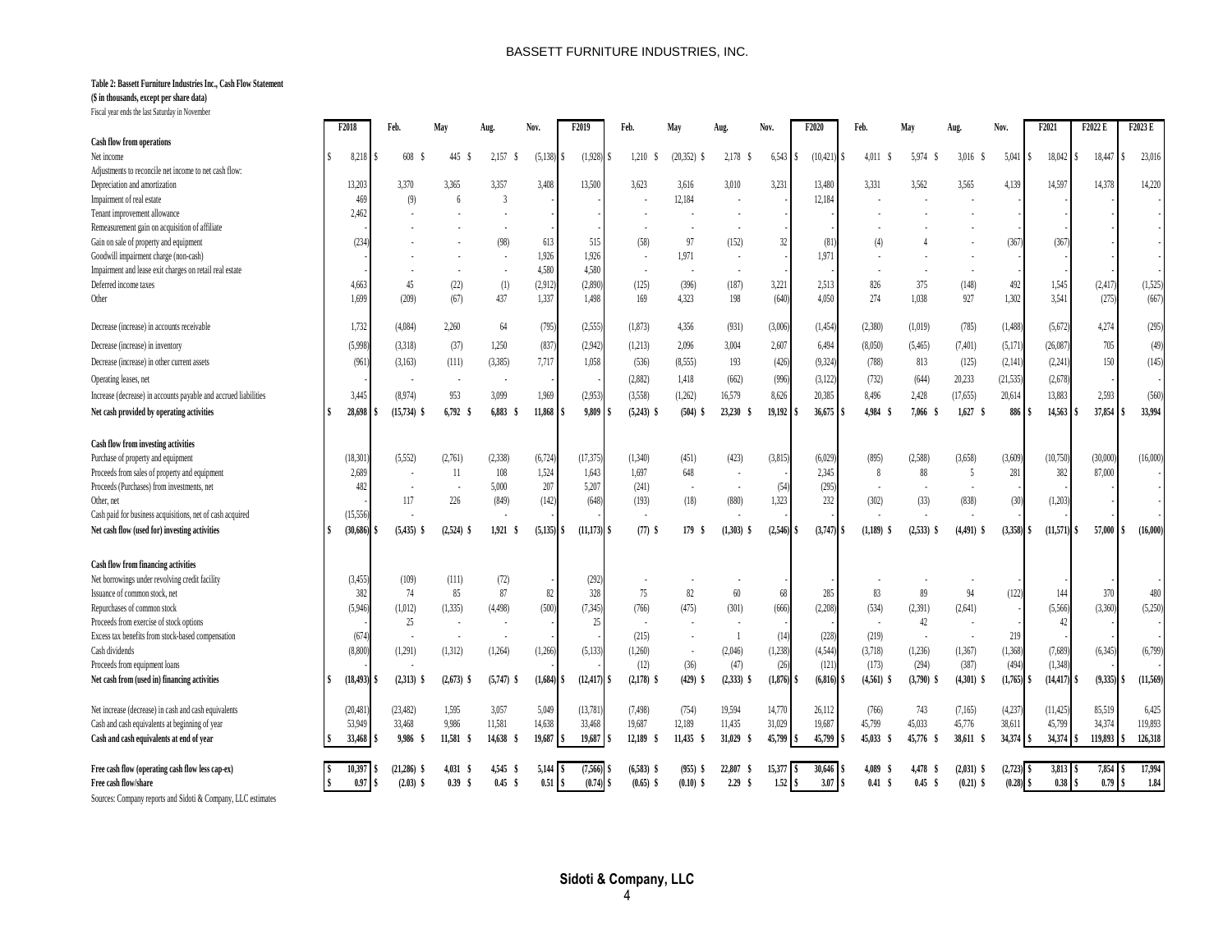**Table 2: Bassett Furniture Industries Inc., Cash Flow Statement**
**($ in thousands, except per share data)**
Fiscal year ends the last Saturday in November

| | F2018 | Feb. | May | Aug. | Nov. | F2019 | Feb. | May | Aug. | Nov. | F2020 | Feb. | May | Aug. | Nov. | F2021 | F2022 E | F2023 E |
|---|---|---|---|---|---|---|---|---|---|---|---|---|---|---|---|---|---|---|
| **Cash flow from operations** | | | | | | | | | | | | | | | | | | |
| Net income | $ 8,218 | $ 608 | $ 445 | $ 2,157 | $ (5,138) | $ (1,928) | $ 1,210 | $ (20,352) | $ 2,178 | $ 6,543 | $ (10,421) | $ 4,011 | $ 5,974 | $ 3,016 | $ 5,041 | $ 18,042 | $ 18,447 | $ 23,016 |
| Adjustments to reconcile net income to net cash flow: | | | | | | | | | | | | | | | | | | |
| Depreciation and amortization | 13,203 | 3,370 | 3,365 | 3,357 | 3,408 | 13,500 | 3,623 | 3,616 | 3,010 | 3,231 | 13,480 | 3,331 | 3,562 | 3,565 | 4,139 | 14,597 | 14,378 | 14,220 |
| Impairment of real estate | 469 | (9) | 6 | 3 | - | - | - | 12,184 | - | - | 12,184 | - | - | - | - | - | - | - |
| Tenant improvement allowance | 2,462 | - | - | - | - | - | - | - | - | - | - | - | - | - | - | - | - | - |
| Remeasurement gain on acquisition of affiliate | - | - | - | - | - | - | - | - | - | - | - | - | - | - | - | - | - | - |
| Gain on sale of property and equipment | (234) | - | - | (98) | 613 | 515 | (58) | 97 | (152) | 32 | (81) | (4) | 4 | - | (367) | (367) | - | - |
| Goodwill impairment charge (non-cash) | - | - | - | - | 1,926 | 1,926 | - | 1,971 | - | - | 1,971 | - | - | - | - | - | - | - |
| Impairment and lease exit charges on retail real estate | - | - | - | - | 4,580 | 4,580 | - | - | - | - | - | - | - | - | - | - | - | - |
| Deferred income taxes | 4,663 | 45 | (22) | (1) | (2,912) | (2,890) | (125) | (396) | (187) | 3,221 | 2,513 | 826 | 375 | (148) | 492 | 1,545 | (2,417) | (1,525) |
| Other | 1,699 | (209) | (67) | 437 | 1,337 | 1,498 | 169 | 4,323 | 198 | (640) | 4,050 | 274 | 1,038 | 927 | 1,302 | 3,541 | (275) | (667) |
| Decrease (increase) in accounts receivable | 1,732 | (4,084) | 2,260 | 64 | (795) | (2,555) | (1,873) | 4,356 | (931) | (3,006) | (1,454) | (2,380) | (1,019) | (785) | (1,488) | (5,672) | 4,274 | (295) |
| Decrease (increase) in inventory | (5,998) | (3,318) | (37) | 1,250 | (837) | (2,942) | (1,213) | 2,096 | 3,004 | 2,607 | 6,494 | (8,050) | (5,465) | (7,401) | (5,171) | (26,087) | 705 | (49) |
| Decrease (increase) in other current assets | (961) | (3,163) | (111) | (3,385) | 7,717 | 1,058 | (536) | (8,555) | 193 | (426) | (9,324) | (788) | 813 | (125) | (2,141) | (2,241) | 150 | (145) |
| Operating leases, net | - | - | - | - | - | - | (2,882) | 1,418 | (662) | (996) | (3,122) | (732) | (644) | 20,233 | (21,535) | (2,678) | - | - |
| Increase (decrease) in accounts payable and accrued liabilities | 3,445 | (8,974) | 953 | 3,099 | 1,969 | (2,953) | (3,558) | (1,262) | 16,579 | 8,626 | 20,385 | 8,496 | 2,428 | (17,655) | 20,614 | 13,883 | 2,593 | (560) |
| **Net cash provided by operating activities** | **$ 28,698** | **$ (15,734)** | **$ 6,792** | **$ 6,883** | **$ 11,868** | **$ 9,809** | **$ (5,243)** | **$ (504)** | **$ 23,230** | **$ 19,192** | **$ 36,675** | **$ 4,984** | **$ 7,066** | **$ 1,627** | **$ 886** | **$ 14,563** | **$ 37,854** | **$ 33,994** |
| **Cash flow from investing activities** | | | | | | | | | | | | | | | | | | |
| Purchase of property and equipment | (18,301) | (5,552) | (2,761) | (2,338) | (6,724) | (17,375) | (1,340) | (451) | (423) | (3,815) | (6,029) | (895) | (2,588) | (3,658) | (3,609) | (10,750) | (30,000) | (16,000) |
| Proceeds from sales of property and equipment | 2,689 | - | 11 | 108 | 1,524 | 1,643 | 1,697 | 648 | - | - | 2,345 | 8 | 88 | 5 | 281 | 382 | 87,000 | - |
| Proceeds (Purchases) from investments, net | 482 | - | - | 5,000 | 207 | 5,207 | (241) | - | - | (54) | (295) | - | - | - | - | - | - | - |
| Other, net | - | 117 | 226 | (849) | (142) | (648) | (193) | (18) | (880) | 1,323 | 232 | (302) | (33) | (838) | (30) | (1,203) | - | - |
| Cash paid for business acquisitions, net of cash acquired | (15,556) | - | - | - | - | - | - | - | - | - | - | - | - | - | - | - | - | - |
| **Net cash flow (used for) investing activities** | **$ (30,686)** | **$ (5,435)** | **$ (2,524)** | **$ 1,921** | **$ (5,135)** | **$ (11,173)** | **$ (77)** | **$ 179** | **$ (1,303)** | **$ (2,546)** | **$ (3,747)** | **$ (1,189)** | **$ (2,533)** | **$ (4,491)** | **$ (3,358)** | **$ (11,571)** | **$ 57,000** | **$ (16,000)** |
| **Cash flow from financing activities** | | | | | | | | | | | | | | | | | | |
| Net borrowings under revolving credit facility | (3,455) | (109) | (111) | (72) | - | (292) | - | - | - | - | - | - | - | - | - | - | - | - |
| Issuance of common stock, net | 382 | 74 | 85 | 87 | 82 | 328 | 75 | 82 | 60 | 68 | 285 | 83 | 89 | 94 | (122) | 144 | 370 | 480 |
| Repurchases of common stock | (5,946) | (1,012) | (1,335) | (4,498) | (500) | (7,345) | (766) | (475) | (301) | (666) | (2,208) | (534) | (2,391) | (2,641) | - | (5,566) | (3,360) | (5,250) |
| Proceeds from exercise of stock options | - | 25 | - | - | - | 25 | - | - | - | - | - | - | 42 | - | - | 42 | - | - |
| Excess tax benefits from stock-based compensation | (674) | - | - | - | - | - | (215) | - | 1 | (14) | (228) | (219) | - | - | 219 | - | - | - |
| Cash dividends | (8,800) | (1,291) | (1,312) | (1,264) | (1,266) | (5,133) | (1,260) | - | (2,046) | (1,238) | (4,544) | (3,718) | (1,236) | (1,367) | (1,368) | (7,689) | (6,345) | (6,799) |
| Proceeds from equipment loans | - | - | - | - | - | - | (12) | (36) | (47) | (26) | (121) | (173) | (294) | (387) | (494) | (1,348) | - | - |
| **Net cash from (used in) financing activities** | **$ (18,493)** | **$ (2,313)** | **$ (2,673)** | **$ (5,747)** | **$ (1,684)** | **$ (12,417)** | **$ (2,178)** | **$ (429)** | **$ (2,333)** | **$ (1,876)** | **$ (6,816)** | **$ (4,561)** | **$ (3,790)** | **$ (4,301)** | **$ (1,765)** | **$ (14,417)** | **$ (9,335)** | **$ (11,569)** |
| Net increase (decrease) in cash and cash equivalents | (20,481) | (23,482) | 1,595 | 3,057 | 5,049 | (13,781) | (7,498) | (754) | 19,594 | 14,770 | 26,112 | (766) | 743 | (7,165) | (4,237) | (11,425) | 85,519 | 6,425 |
| Cash and cash equivalents at beginning of year | 53,949 | 33,468 | 9,986 | 11,581 | 14,638 | 33,468 | 19,687 | 12,189 | 11,435 | 31,029 | 19,687 | 45,799 | 45,033 | 45,776 | 38,611 | 45,799 | 34,374 | 119,893 |
| **Cash and cash equivalents at end of year** | **$ 33,468** | **$ 9,986** | **$ 11,581** | **$ 14,638** | **$ 19,687** | **$ 19,687** | **$ 12,189** | **$ 11,435** | **$ 31,029** | **$ 45,799** | **$ 45,799** | **$ 45,033** | **$ 45,776** | **$ 38,611** | **$ 34,374** | **$ 34,374** | **$ 119,893** | **$ 126,318** |
| **Free cash flow (operating cash flow less cap-ex)** | **$ 10,397** | **$ (21,286)** | **$ 4,031** | **$ 4,545** | **$ 5,144** | **$ (7,566)** | **$ (6,583)** | **$ (955)** | **$ 22,807** | **$ 15,377** | **$ 30,646** | **$ 4,089** | **$ 4,478** | **$ (2,031)** | **$ (2,723)** | **$ 3,813** | **$ 7,854** | **$ 17,994** |
| **Free cash flow/share** | **$ 0.97** | **$ (2.03)** | **$ 0.39** | **$ 0.45** | **$ 0.51** | **$ (0.74)** | **$ (0.65)** | **$ (0.10)** | **$ 2.29** | **$ 1.52** | **$ 3.07** | **$ 0.41** | **$ 0.45** | **$ (0.21)** | **$ (0.28)** | **$ 0.38** | **$ 0.79** | **$ 1.84** |

Sources: Company reports and Sidoti & Company, LLC estimates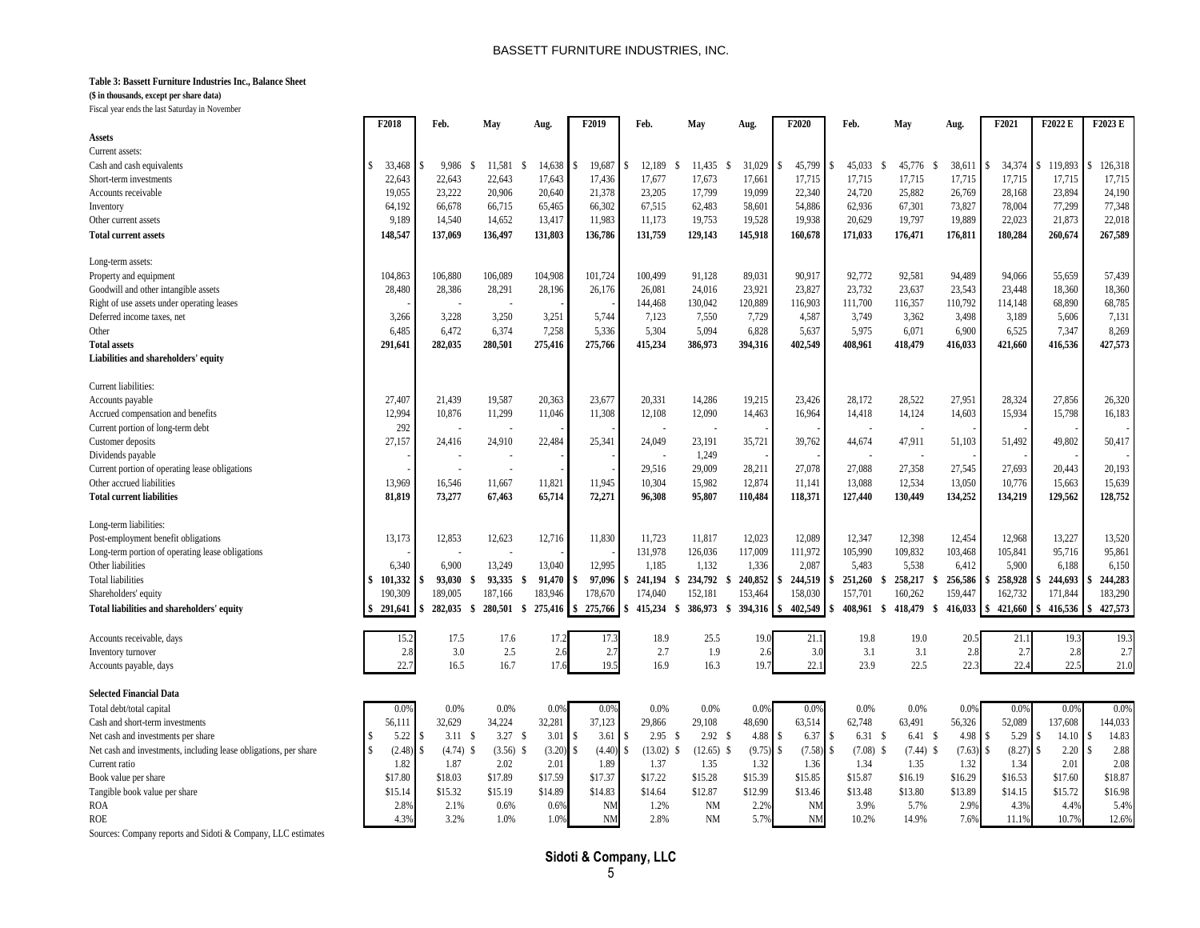**Table 3: Bassett Furniture Industries Inc., Balance Sheet**

**($ in thousands, except per share data)**

Fiscal year ends the last Saturday in November

| | F2018 | Feb. | May | Aug. | F2019 | Feb. | May | Aug. | F2020 | Feb. | May | Aug. | F2021 | F2022 E | F2023 E |
|---|---|---|---|---|---|---|---|---|---|---|---|---|---|---|---|
| **Assets** | | | | | | | | | | | | | | | |
| Current assets: | | | | | | | | | | | | | | | |
| Cash and cash equivalents | $ 33,468 | $ 9,986 | $ 11,581 | $ 14,638 | $ 19,687 | $ 12,189 | $ 11,435 | $ 31,029 | $ 45,799 | $ 45,033 | $ 45,776 | $ 38,611 | $ 34,374 | $ 119,893 | $ 126,318 |
| Short-term investments | 22,643 | 22,643 | 22,643 | 17,643 | 17,436 | 17,677 | 17,673 | 17,661 | 17,715 | 17,715 | 17,715 | 17,715 | 17,715 | 17,715 | 17,715 |
| Accounts receivable | 19,055 | 23,222 | 20,906 | 20,640 | 21,378 | 23,205 | 17,799 | 19,099 | 22,340 | 24,720 | 25,882 | 26,769 | 28,168 | 23,894 | 24,190 |
| Inventory | 64,192 | 66,678 | 66,715 | 65,465 | 66,302 | 67,515 | 62,483 | 58,601 | 54,886 | 62,936 | 67,301 | 73,827 | 78,004 | 77,299 | 77,348 |
| Other current assets | 9,189 | 14,540 | 14,652 | 13,417 | 11,983 | 11,173 | 19,753 | 19,528 | 19,938 | 20,629 | 19,797 | 19,889 | 22,023 | 21,873 | 22,018 |
| **Total current assets** | **148,547** | **137,069** | **136,497** | **131,803** | **136,786** | **131,759** | **129,143** | **145,918** | **160,678** | **171,033** | **176,471** | **176,811** | **180,284** | **260,674** | **267,589** |
| Long-term assets: | | | | | | | | | | | | | | | |
| Property and equipment | 104,863 | 106,880 | 106,089 | 104,908 | 101,724 | 100,499 | 91,128 | 89,031 | 90,917 | 92,772 | 92,581 | 94,489 | 94,066 | 55,659 | 57,439 |
| Goodwill and other intangible assets | 28,480 | 28,386 | 28,291 | 28,196 | 26,176 | 26,081 | 24,016 | 23,921 | 23,827 | 23,732 | 23,637 | 23,543 | 23,448 | 18,360 | 18,360 |
| Right of use assets under operating leases | - | - | - | - | - | 144,468 | 130,042 | 120,889 | 116,903 | 111,700 | 116,357 | 110,792 | 114,148 | 68,890 | 68,785 |
| Deferred income taxes, net | 3,266 | 3,228 | 3,250 | 3,251 | 5,744 | 7,123 | 7,550 | 7,729 | 4,587 | 3,749 | 3,362 | 3,498 | 3,189 | 5,606 | 7,131 |
| Other | 6,485 | 6,472 | 6,374 | 7,258 | 5,336 | 5,304 | 5,094 | 6,828 | 5,637 | 5,975 | 6,071 | 6,900 | 6,525 | 7,347 | 8,269 |
| **Total assets** | **291,641** | **282,035** | **280,501** | **275,416** | **275,766** | **415,234** | **386,973** | **394,316** | **402,549** | **408,961** | **418,479** | **416,033** | **421,660** | **416,536** | **427,573** |
| **Liabilities and shareholders' equity** | | | | | | | | | | | | | | | |
| Current liabilities: | | | | | | | | | | | | | | | |
| Accounts payable | 27,407 | 21,439 | 19,587 | 20,363 | 23,677 | 20,331 | 14,286 | 19,215 | 23,426 | 28,172 | 28,522 | 27,951 | 28,324 | 27,856 | 26,320 |
| Accrued compensation and benefits | 12,994 | 10,876 | 11,299 | 11,046 | 11,308 | 12,108 | 12,090 | 14,463 | 16,964 | 14,418 | 14,124 | 14,603 | 15,934 | 15,798 | 16,183 |
| Current portion of long-term debt | 292 | - | - | - | - | - | - | - | - | - | - | - | - | - | - |
| Customer deposits | 27,157 | 24,416 | 24,910 | 22,484 | 25,341 | 24,049 | 23,191 | 35,721 | 39,762 | 44,674 | 47,911 | 51,103 | 51,492 | 49,802 | 50,417 |
| Dividends payable | - | - | - | - | - | - | 1,249 | - | - | - | - | - | - | - | - |
| Current portion of operating lease obligations | - | - | - | - | - | 29,516 | 29,009 | 28,211 | 27,078 | 27,088 | 27,358 | 27,545 | 27,693 | 20,443 | 20,193 |
| Other accrued liabilities | 13,969 | 16,546 | 11,667 | 11,821 | 11,945 | 10,304 | 15,982 | 12,874 | 11,141 | 13,088 | 12,534 | 13,050 | 10,776 | 15,663 | 15,639 |
| **Total current liabilities** | **81,819** | **73,277** | **67,463** | **65,714** | **72,271** | **96,308** | **95,807** | **110,484** | **118,371** | **127,440** | **130,449** | **134,252** | **134,219** | **129,562** | **128,752** |
| Long-term liabilities: | | | | | | | | | | | | | | | |
| Post-employment benefit obligations | 13,173 | 12,853 | 12,623 | 12,716 | 11,830 | 11,723 | 11,817 | 12,023 | 12,089 | 12,347 | 12,398 | 12,454 | 12,968 | 13,227 | 13,520 |
| Long-term portion of operating lease obligations | - | - | - | - | - | 131,978 | 126,036 | 117,009 | 111,972 | 105,990 | 109,832 | 103,468 | 105,841 | 95,716 | 95,861 |
| Other liabilities | 6,340 | 6,900 | 13,249 | 13,040 | 12,995 | 1,185 | 1,132 | 1,336 | 2,087 | 5,483 | 5,538 | 6,412 | 5,900 | 6,188 | 6,150 |
| Total liabilities | $ 101,332 | $ 93,030 | $ 93,335 | $ 91,470 | $ 97,096 | $ 241,194 | $ 234,792 | $ 240,852 | $ 244,519 | $ 251,260 | $ 258,217 | $ 256,586 | $ 258,928 | $ 244,693 | $ 244,283 |
| Shareholders' equity | 190,309 | 189,005 | 187,166 | 183,946 | 178,670 | 174,040 | 152,181 | 153,464 | 158,030 | 157,701 | 160,262 | 159,447 | 162,732 | 171,844 | 183,290 |
| **Total liabilities and shareholders' equity** | **$ 291,641** | **$ 282,035** | **$ 280,501** | **$ 275,416** | **$ 275,766** | **$ 415,234** | **$ 386,973** | **$ 394,316** | **$ 402,549** | **$ 408,961** | **$ 418,479** | **$ 416,033** | **$ 421,660** | **$ 416,536** | **$ 427,573** |
| Accounts receivable, days | 15.2 | 17.5 | 17.6 | 17.2 | 17.3 | 18.9 | 25.5 | 19.0 | 21.1 | 19.8 | 19.0 | 20.5 | 21.1 | 19.3 | 19.3 |
| Inventory turnover | 2.8 | 3.0 | 2.5 | 2.6 | 2.7 | 2.7 | 1.9 | 2.6 | 3.0 | 3.1 | 3.1 | 2.8 | 2.7 | 2.8 | 2.7 |
| Accounts payable, days | 22.7 | 16.5 | 16.7 | 17.6 | 19.5 | 16.9 | 16.3 | 19.7 | 22.1 | 23.9 | 22.5 | 22.3 | 22.4 | 22.5 | 21.0 |
| **Selected Financial Data** | | | | | | | | | | | | | | | |
| Total debt/total capital | 0.0% | 0.0% | 0.0% | 0.0% | 0.0% | 0.0% | 0.0% | 0.0% | 0.0% | 0.0% | 0.0% | 0.0% | 0.0% | 0.0% | 0.0% |
| Cash and short-term investments | 56,111 | 32,629 | 34,224 | 32,281 | 37,123 | 29,866 | 29,108 | 48,690 | 63,514 | 62,748 | 63,491 | 56,326 | 52,089 | 137,608 | 144,033 |
| Net cash and investments per share | $ 5.22 | $ 3.11 | $ 3.27 | $ 3.01 | $ 3.61 | $ 2.95 | $ 2.92 | $ 4.88 | $ 6.37 | $ 6.31 | $ 6.41 | $ 4.98 | $ 5.29 | $ 14.10 | $ 14.83 |
| Net cash and investments, including lease obligations, per share | $ (2.48) | $ (4.74) | $ (3.56) | $ (3.20) | $ (4.40) | $ (13.02) | $ (12.65) | $ (9.75) | $ (7.58) | $ (7.08) | $ (7.44) | $ (7.63) | $ (8.27) | $ 2.20 | $ 2.88 |
| Current ratio | 1.82 | 1.87 | 2.02 | 2.01 | 1.89 | 1.37 | 1.35 | 1.32 | 1.36 | 1.34 | 1.35 | 1.32 | 1.34 | 2.01 | 2.08 |
| Book value per share | $17.80 | $18.03 | $17.89 | $17.59 | $17.37 | $17.22 | $15.28 | $15.39 | $15.85 | $15.87 | $16.19 | $16.29 | $16.53 | $17.60 | $18.87 |
| Tangible book value per share | $15.14 | $15.32 | $15.19 | $14.89 | $14.83 | $14.64 | $12.87 | $12.99 | $13.46 | $13.48 | $13.80 | $13.89 | $14.15 | $15.72 | $16.98 |
| ROA | 2.8% | 2.1% | 0.6% | 0.6% | NM | 1.2% | NM | 2.2% | NM | 3.9% | 5.7% | 2.9% | 4.3% | 4.4% | 5.4% |
| ROE | 4.3% | 3.2% | 1.0% | 1.0% | NM | 2.8% | NM | 5.7% | NM | 10.2% | 14.9% | 7.6% | 11.1% | 10.7% | 12.6% |

Sources: Company reports and Sidoti & Company, LLC estimates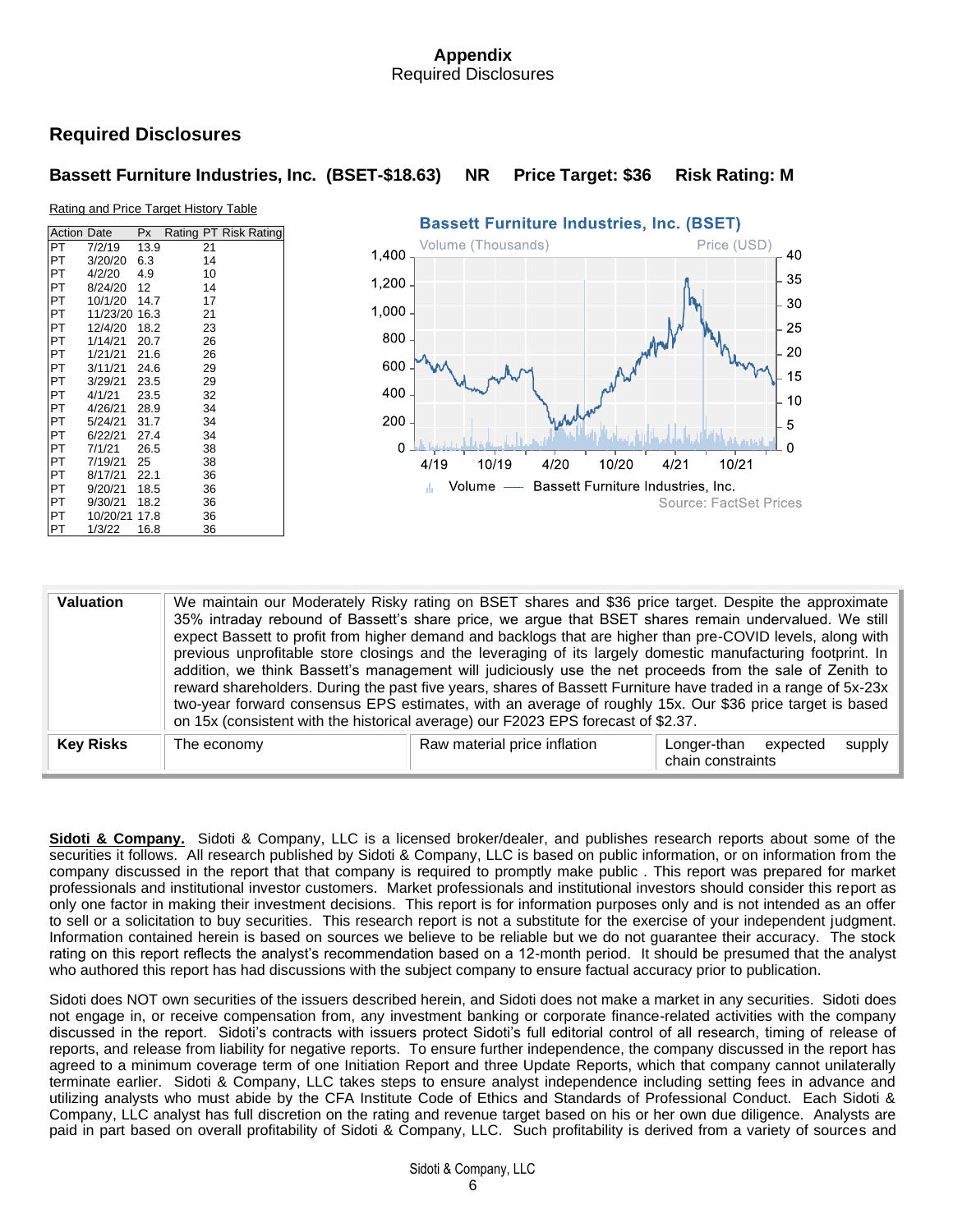# Appendix

Required Disclosures

## Required Disclosures

### Bassett Furniture Industries, Inc. (BSET-$18.63) NR Price Target: $36 Risk Rating: M

Rating and Price Target History Table

| Action | Date | Px | Rating | PT | Risk Rating |
|---|---|---|---|---|---|
| PT | 7/2/19 | 13.9 | | 21 | |
| PT | 3/20/20 | 6.3 | | 14 | |
| PT | 4/2/20 | 4.9 | | 10 | |
| PT | 8/24/20 | 12 | | 14 | |
| PT | 10/1/20 | 14.7 | | 17 | |
| PT | 11/23/20 | 16.3 | | 21 | |
| PT | 12/4/20 | 18.2 | | 23 | |
| PT | 1/14/21 | 20.7 | | 26 | |
| PT | 1/21/21 | 21.6 | | 26 | |
| PT | 3/11/21 | 24.6 | | 29 | |
| PT | 3/29/21 | 23.5 | | 29 | |
| PT | 4/1/21 | 23.5 | | 32 | |
| PT | 4/26/21 | 28.9 | | 34 | |
| PT | 5/24/21 | 31.7 | | 34 | |
| PT | 6/22/21 | 27.4 | | 34 | |
| PT | 7/1/21 | 26.5 | | 38 | |
| PT | 7/19/21 | 25 | | 38 | |
| PT | 8/17/21 | 22.1 | | 36 | |
| PT | 9/20/21 | 18.5 | | 36 | |
| PT | 9/30/21 | 18.2 | | 36 | |
| PT | 10/20/21 | 17.8 | | 36 | |
| PT | 1/3/22 | 16.8 | | 36 | |

Bassett Furniture Industries, Inc. (BSET)

Volume (Thousands) — Price (USD)

Volume — Bassett Furniture Industries, Inc.

Source: FactSet Prices

| | | | |
|---|---|---|---|
| **Valuation** | We maintain our Moderately Risky rating on BSET shares and $36 price target. Despite the approximate 35% intraday rebound of Bassett's share price, we argue that BSET shares remain undervalued. We still expect Bassett to profit from higher demand and backlogs that are higher than pre-COVID levels, along with previous unprofitable store closings and the leveraging of its largely domestic manufacturing footprint. In addition, we think Bassett's management will judiciously use the net proceeds from the sale of Zenith to reward shareholders. During the past five years, shares of Bassett Furniture have traded in a range of 5x-23x two-year forward consensus EPS estimates, with an average of roughly 15x. Our $36 price target is based on 15x (consistent with the historical average) our F2023 EPS forecast of $2.37. | | |
| **Key Risks** | The economy | Raw material price inflation | Longer-than expected supply chain constraints |

**Sidoti & Company.** Sidoti & Company, LLC is a licensed broker/dealer, and publishes research reports about some of the securities it follows. All research published by Sidoti & Company, LLC is based on public information, or on information from the company discussed in the report that that company is required to promptly make public . This report was prepared for market professionals and institutional investor customers. Market professionals and institutional investors should consider this report as only one factor in making their investment decisions. This report is for information purposes only and is not intended as an offer to sell or a solicitation to buy securities. This research report is not a substitute for the exercise of your independent judgment. Information contained herein is based on sources we believe to be reliable but we do not guarantee their accuracy. The stock rating on this report reflects the analyst's recommendation based on a 12-month period. It should be presumed that the analyst who authored this report has had discussions with the subject company to ensure factual accuracy prior to publication.

Sidoti does NOT own securities of the issuers described herein, and Sidoti does not make a market in any securities. Sidoti does not engage in, or receive compensation from, any investment banking or corporate finance-related activities with the company discussed in the report. Sidoti's contracts with issuers protect Sidoti's full editorial control of all research, timing of release of reports, and release from liability for negative reports. To ensure further independence, the company discussed in the report has agreed to a minimum coverage term of one Initiation Report and three Update Reports, which that company cannot unilaterally terminate earlier. Sidoti & Company, LLC takes steps to ensure analyst independence including setting fees in advance and utilizing analysts who must abide by the CFA Institute Code of Ethics and Standards of Professional Conduct. Each Sidoti & Company, LLC analyst has full discretion on the rating and revenue target based on his or her own due diligence. Analysts are paid in part based on overall profitability of Sidoti & Company, LLC. Such profitability is derived from a variety of sources and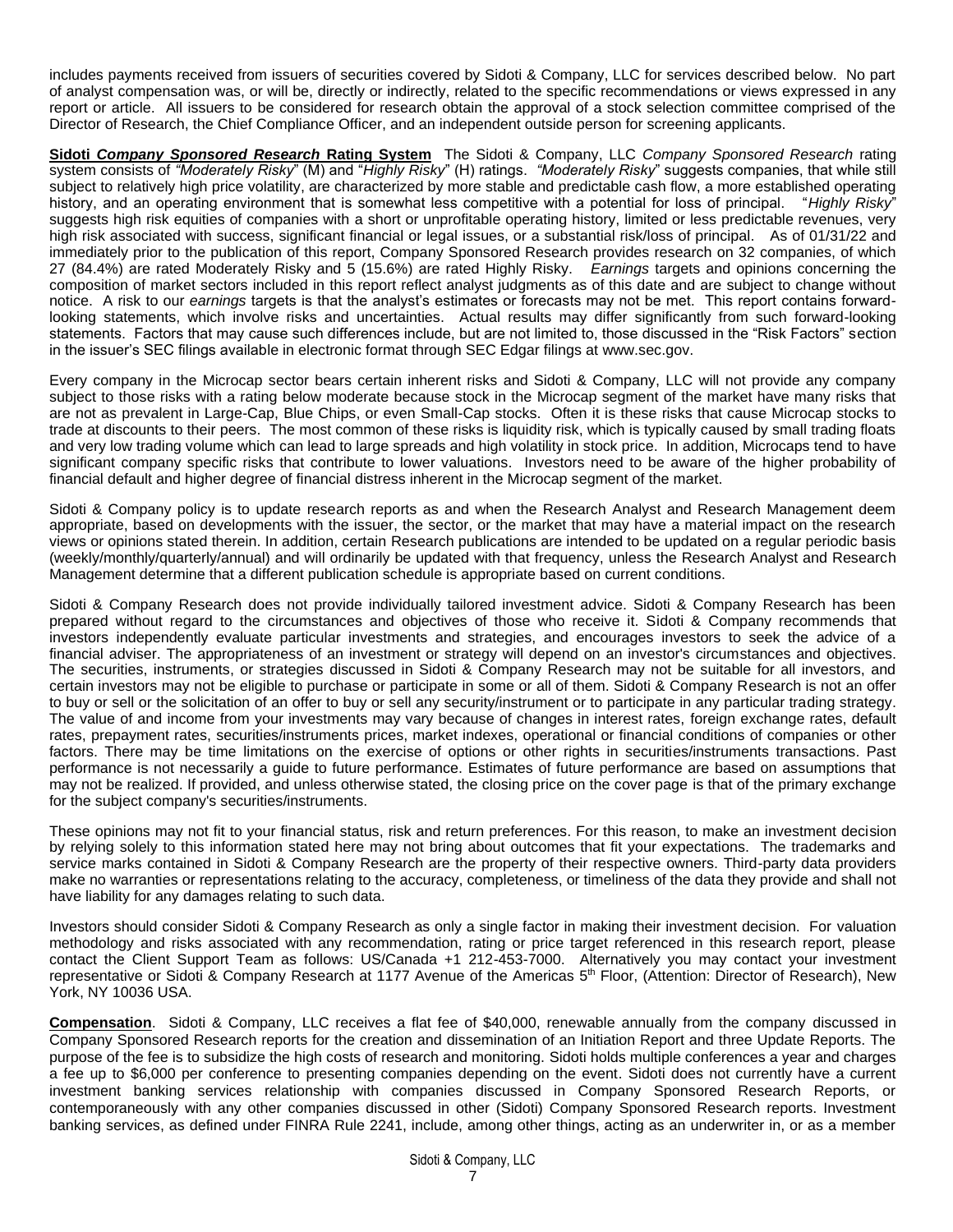includes payments received from issuers of securities covered by Sidoti & Company, LLC for services described below. No part of analyst compensation was, or will be, directly or indirectly, related to the specific recommendations or views expressed in any report or article. All issuers to be considered for research obtain the approval of a stock selection committee comprised of the Director of Research, the Chief Compliance Officer, and an independent outside person for screening applicants.

**Sidoti *Company Sponsored Research* Rating System** The Sidoti & Company, LLC *Company Sponsored Research* rating system consists of *"Moderately Risky*" (M) and "*Highly Risky*" (H) ratings. *"Moderately Risky*" suggests companies, that while still subject to relatively high price volatility, are characterized by more stable and predictable cash flow, a more established operating history, and an operating environment that is somewhat less competitive with a potential for loss of principal. "*Highly Risky*" suggests high risk equities of companies with a short or unprofitable operating history, limited or less predictable revenues, very high risk associated with success, significant financial or legal issues, or a substantial risk/loss of principal. As of 01/31/22 and immediately prior to the publication of this report, Company Sponsored Research provides research on 32 companies, of which 27 (84.4%) are rated Moderately Risky and 5 (15.6%) are rated Highly Risky. *Earnings* targets and opinions concerning the composition of market sectors included in this report reflect analyst judgments as of this date and are subject to change without notice. A risk to our *earnings* targets is that the analyst's estimates or forecasts may not be met. This report contains forward-looking statements, which involve risks and uncertainties. Actual results may differ significantly from such forward-looking statements. Factors that may cause such differences include, but are not limited to, those discussed in the "Risk Factors" section in the issuer's SEC filings available in electronic format through SEC Edgar filings at www.sec.gov.

Every company in the Microcap sector bears certain inherent risks and Sidoti & Company, LLC will not provide any company subject to those risks with a rating below moderate because stock in the Microcap segment of the market have many risks that are not as prevalent in Large-Cap, Blue Chips, or even Small-Cap stocks. Often it is these risks that cause Microcap stocks to trade at discounts to their peers. The most common of these risks is liquidity risk, which is typically caused by small trading floats and very low trading volume which can lead to large spreads and high volatility in stock price. In addition, Microcaps tend to have significant company specific risks that contribute to lower valuations. Investors need to be aware of the higher probability of financial default and higher degree of financial distress inherent in the Microcap segment of the market.

Sidoti & Company policy is to update research reports as and when the Research Analyst and Research Management deem appropriate, based on developments with the issuer, the sector, or the market that may have a material impact on the research views or opinions stated therein. In addition, certain Research publications are intended to be updated on a regular periodic basis (weekly/monthly/quarterly/annual) and will ordinarily be updated with that frequency, unless the Research Analyst and Research Management determine that a different publication schedule is appropriate based on current conditions.

Sidoti & Company Research does not provide individually tailored investment advice. Sidoti & Company Research has been prepared without regard to the circumstances and objectives of those who receive it. Sidoti & Company recommends that investors independently evaluate particular investments and strategies, and encourages investors to seek the advice of a financial adviser. The appropriateness of an investment or strategy will depend on an investor's circumstances and objectives. The securities, instruments, or strategies discussed in Sidoti & Company Research may not be suitable for all investors, and certain investors may not be eligible to purchase or participate in some or all of them. Sidoti & Company Research is not an offer to buy or sell or the solicitation of an offer to buy or sell any security/instrument or to participate in any particular trading strategy. The value of and income from your investments may vary because of changes in interest rates, foreign exchange rates, default rates, prepayment rates, securities/instruments prices, market indexes, operational or financial conditions of companies or other factors. There may be time limitations on the exercise of options or other rights in securities/instruments transactions. Past performance is not necessarily a guide to future performance. Estimates of future performance are based on assumptions that may not be realized. If provided, and unless otherwise stated, the closing price on the cover page is that of the primary exchange for the subject company's securities/instruments.

These opinions may not fit to your financial status, risk and return preferences. For this reason, to make an investment decision by relying solely to this information stated here may not bring about outcomes that fit your expectations. The trademarks and service marks contained in Sidoti & Company Research are the property of their respective owners. Third-party data providers make no warranties or representations relating to the accuracy, completeness, or timeliness of the data they provide and shall not have liability for any damages relating to such data.

Investors should consider Sidoti & Company Research as only a single factor in making their investment decision. For valuation methodology and risks associated with any recommendation, rating or price target referenced in this research report, please contact the Client Support Team as follows: US/Canada +1 212-453-7000. Alternatively you may contact your investment representative or Sidoti & Company Research at 1177 Avenue of the Americas 5th Floor, (Attention: Director of Research), New York, NY 10036 USA.

**Compensation**. Sidoti & Company, LLC receives a flat fee of $40,000, renewable annually from the company discussed in Company Sponsored Research reports for the creation and dissemination of an Initiation Report and three Update Reports. The purpose of the fee is to subsidize the high costs of research and monitoring. Sidoti holds multiple conferences a year and charges a fee up to $6,000 per conference to presenting companies depending on the event. Sidoti does not currently have a current investment banking services relationship with companies discussed in Company Sponsored Research Reports, or contemporaneously with any other companies discussed in other (Sidoti) Company Sponsored Research reports. Investment banking services, as defined under FINRA Rule 2241, include, among other things, acting as an underwriter in, or as a member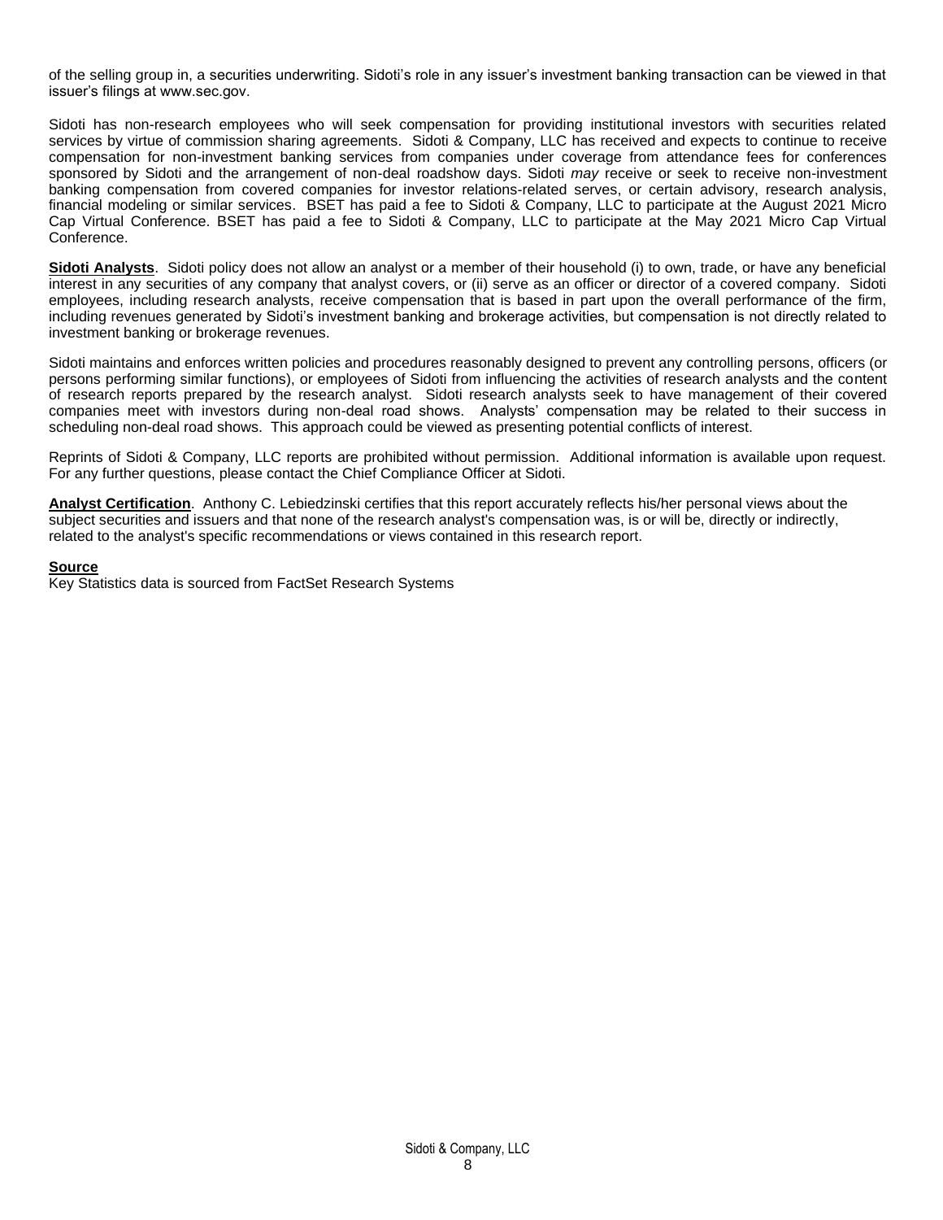of the selling group in, a securities underwriting. Sidoti's role in any issuer's investment banking transaction can be viewed in that issuer's filings at www.sec.gov.

Sidoti has non-research employees who will seek compensation for providing institutional investors with securities related services by virtue of commission sharing agreements. Sidoti & Company, LLC has received and expects to continue to receive compensation for non-investment banking services from companies under coverage from attendance fees for conferences sponsored by Sidoti and the arrangement of non-deal roadshow days. Sidoti *may* receive or seek to receive non-investment banking compensation from covered companies for investor relations-related serves, or certain advisory, research analysis, financial modeling or similar services. BSET has paid a fee to Sidoti & Company, LLC to participate at the August 2021 Micro Cap Virtual Conference. BSET has paid a fee to Sidoti & Company, LLC to participate at the May 2021 Micro Cap Virtual Conference.

**Sidoti Analysts**. Sidoti policy does not allow an analyst or a member of their household (i) to own, trade, or have any beneficial interest in any securities of any company that analyst covers, or (ii) serve as an officer or director of a covered company. Sidoti employees, including research analysts, receive compensation that is based in part upon the overall performance of the firm, including revenues generated by Sidoti's investment banking and brokerage activities, but compensation is not directly related to investment banking or brokerage revenues.

Sidoti maintains and enforces written policies and procedures reasonably designed to prevent any controlling persons, officers (or persons performing similar functions), or employees of Sidoti from influencing the activities of research analysts and the content of research reports prepared by the research analyst. Sidoti research analysts seek to have management of their covered companies meet with investors during non-deal road shows. Analysts' compensation may be related to their success in scheduling non-deal road shows. This approach could be viewed as presenting potential conflicts of interest.

Reprints of Sidoti & Company, LLC reports are prohibited without permission. Additional information is available upon request. For any further questions, please contact the Chief Compliance Officer at Sidoti.

**Analyst Certification**. Anthony C. Lebiedzinski certifies that this report accurately reflects his/her personal views about the subject securities and issuers and that none of the research analyst's compensation was, is or will be, directly or indirectly, related to the analyst's specific recommendations or views contained in this research report.

**Source**
Key Statistics data is sourced from FactSet Research Systems